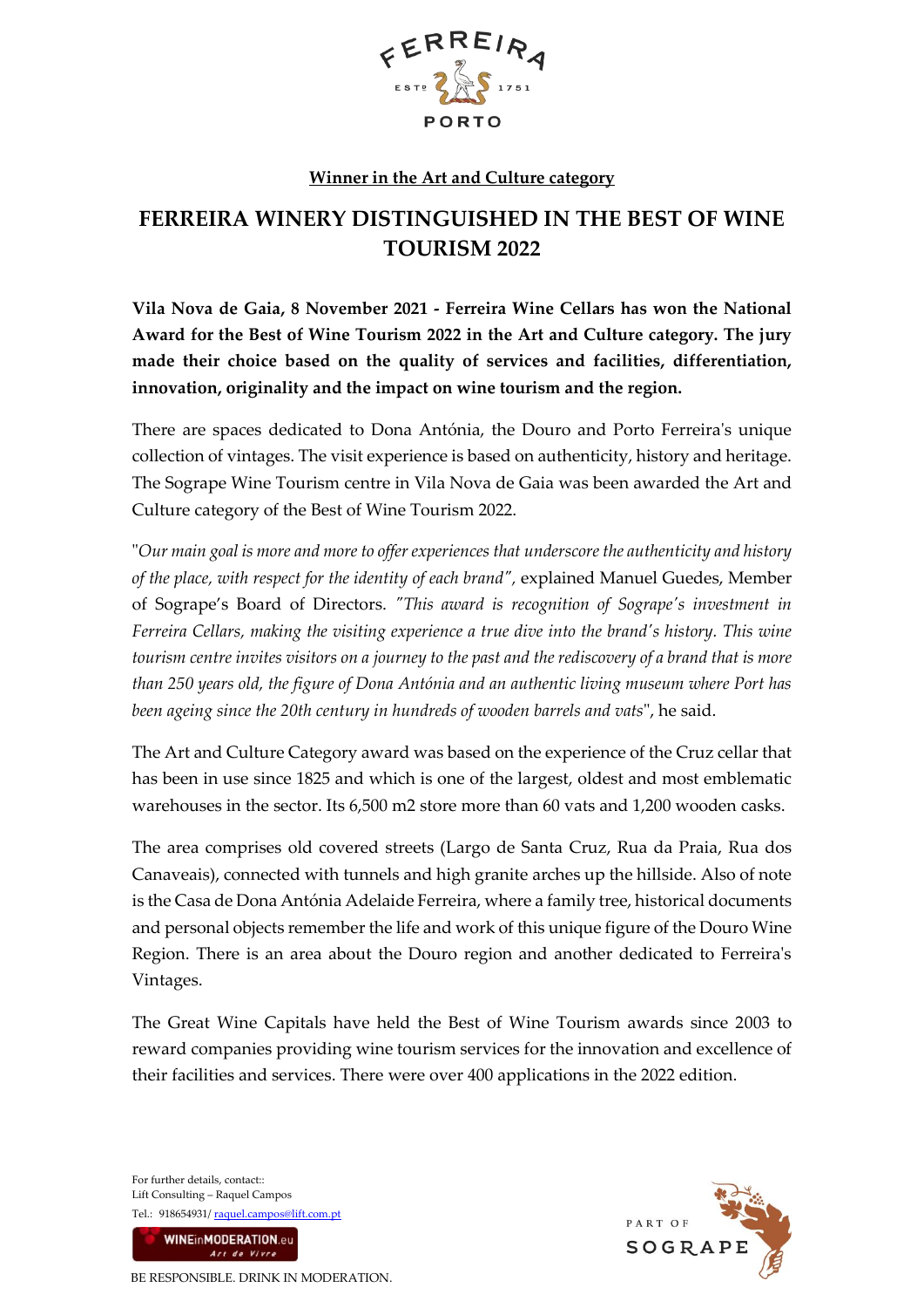FERREIRA

ESTº 1751

PORTO

**<u>Winner in the Art and Culture category</u>**

# FERREIRA WINERY DISTINGUISHED IN THE BEST OF WINE TOURISM 2022

**Vila Nova de Gaia, 8 November 2021 - Ferreira Wine Cellars has won the National Award for the Best of Wine Tourism 2022 in the Art and Culture category. The jury made their choice based on the quality of services and facilities, differentiation, innovation, originality and the impact on wine tourism and the region.**

There are spaces dedicated to Dona Antónia, the Douro and Porto Ferreira's unique collection of vintages. The visit experience is based on authenticity, history and heritage. The Sogrape Wine Tourism centre in Vila Nova de Gaia was been awarded the Art and Culture category of the Best of Wine Tourism 2022.

"*Our main goal is more and more to offer experiences that underscore the authenticity and history of the place, with respect for the identity of each brand*", explained Manuel Guedes, Member of Sogrape's Board of Directors. *"This award is recognition of Sogrape's investment in Ferreira Cellars, making the visiting experience a true dive into the brand's history. This wine tourism centre invites visitors on a journey to the past and the rediscovery of a brand that is more than 250 years old, the figure of Dona Antónia and an authentic living museum where Port has been ageing since the 20th century in hundreds of wooden barrels and vats*", he said.

The Art and Culture Category award was based on the experience of the Cruz cellar that has been in use since 1825 and which is one of the largest, oldest and most emblematic warehouses in the sector. Its 6,500 m2 store more than 60 vats and 1,200 wooden casks.

The area comprises old covered streets (Largo de Santa Cruz, Rua da Praia, Rua dos Canaveais), connected with tunnels and high granite arches up the hillside. Also of note is the Casa de Dona Antónia Adelaide Ferreira, where a family tree, historical documents and personal objects remember the life and work of this unique figure of the Douro Wine Region. There is an area about the Douro region and another dedicated to Ferreira's Vintages.

The Great Wine Capitals have held the Best of Wine Tourism awards since 2003 to reward companies providing wine tourism services for the innovation and excellence of their facilities and services. There were over 400 applications in the 2022 edition.

For further details, contact::
Lift Consulting – Raquel Campos
Tel.: 918654931/ raquel.campos@lift.com.pt

WINEinMODERATION.eu
Art de Vivre

BE RESPONSIBLE. DRINK IN MODERATION.

PART OF SOGRAPE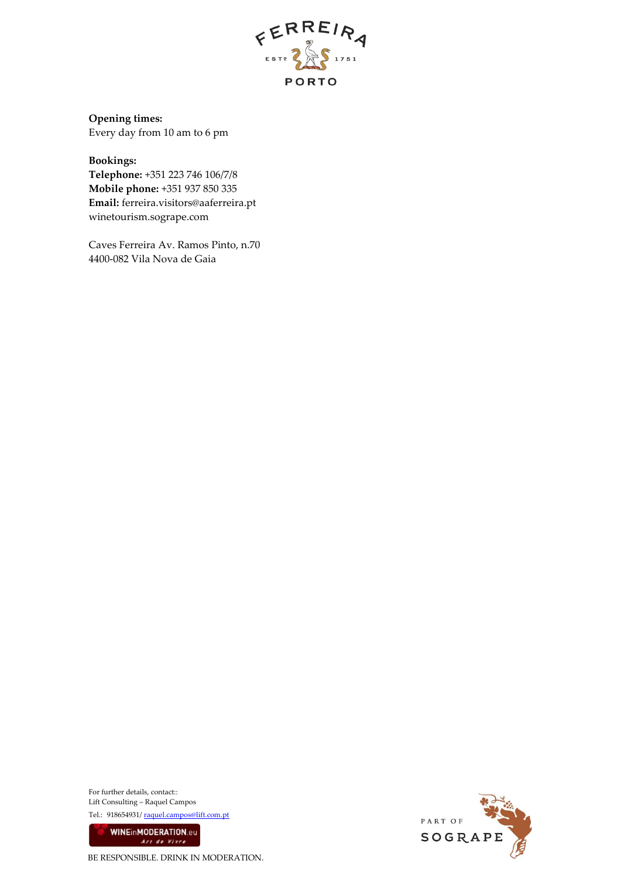**Opening times:**
Every day from 10 am to 6 pm

**Bookings:**
**Telephone:** +351 223 746 106/7/8
**Mobile phone:** +351 937 850 335
**Email:** ferreira.visitors@aaferreira.pt
winetourism.sogrape.com

Caves Ferreira Av. Ramos Pinto, n.70
4400-082 Vila Nova de Gaia

For further details, contact::
Lift Consulting – Raquel Campos
Tel.: 918654931/ raquel.campos@lift.com.pt

BE RESPONSIBLE. DRINK IN MODERATION.